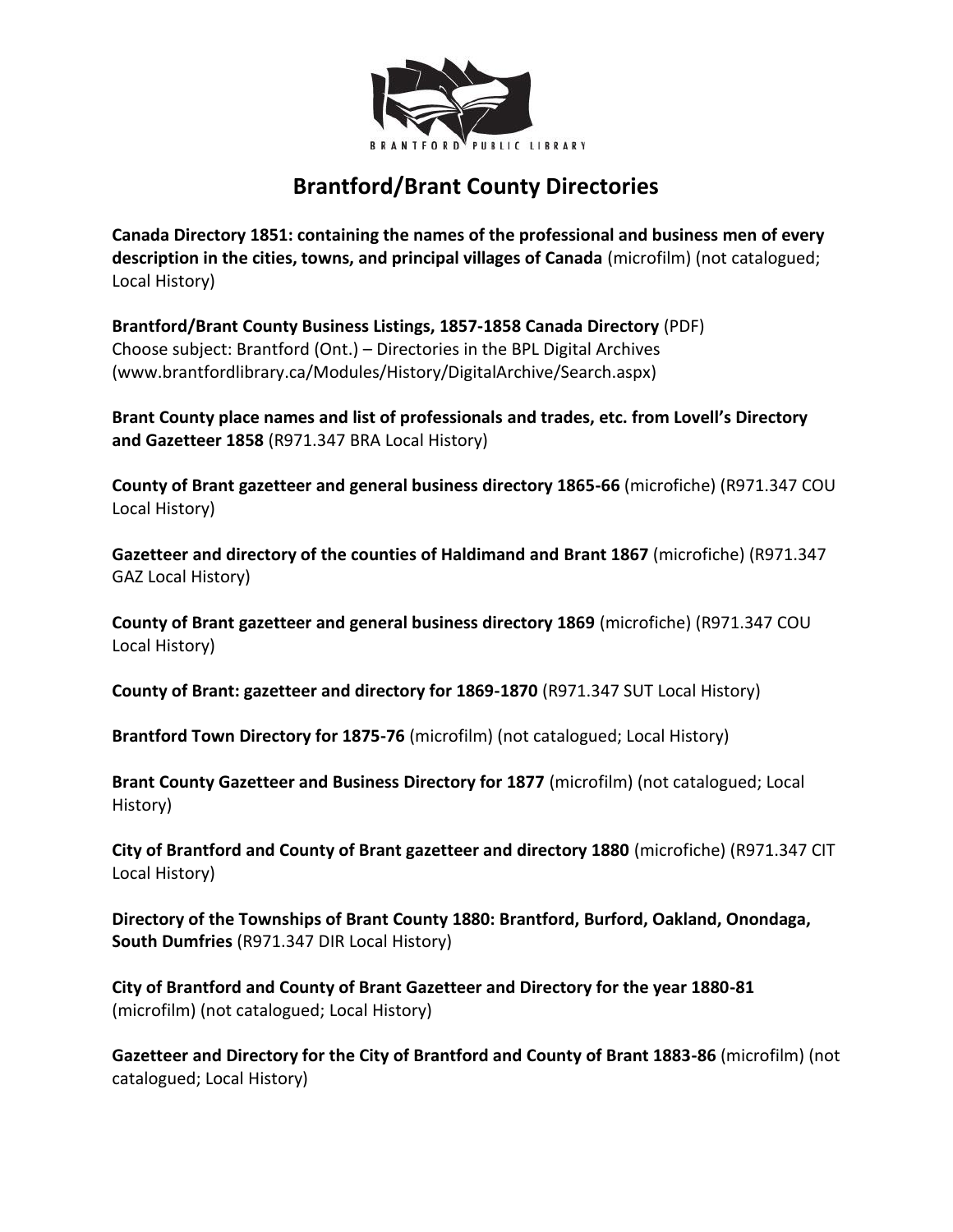# Brantford/Brant County Directories

**Canada Directory 1851: containing the names of the professional and business men of every description in the cities, towns, and principal villages of Canada** (microfilm) (not catalogued; Local History)

**Brantford/Brant County Business Listings, 1857-1858 Canada Directory** (PDF)
Choose subject: Brantford (Ont.) – Directories in the BPL Digital Archives (www.brantfordlibrary.ca/Modules/History/DigitalArchive/Search.aspx)

**Brant County place names and list of professionals and trades, etc. from Lovell's Directory and Gazetteer 1858** (R971.347 BRA Local History)

**County of Brant gazetteer and general business directory 1865-66** (microfiche) (R971.347 COU Local History)

**Gazetteer and directory of the counties of Haldimand and Brant 1867** (microfiche) (R971.347 GAZ Local History)

**County of Brant gazetteer and general business directory 1869** (microfiche) (R971.347 COU Local History)

**County of Brant: gazetteer and directory for 1869-1870** (R971.347 SUT Local History)

**Brantford Town Directory for 1875-76** (microfilm) (not catalogued; Local History)

**Brant County Gazetteer and Business Directory for 1877** (microfilm) (not catalogued; Local History)

**City of Brantford and County of Brant gazetteer and directory 1880** (microfiche) (R971.347 CIT Local History)

**Directory of the Townships of Brant County 1880: Brantford, Burford, Oakland, Onondaga, South Dumfries** (R971.347 DIR Local History)

**City of Brantford and County of Brant Gazetteer and Directory for the year 1880-81** (microfilm) (not catalogued; Local History)

**Gazetteer and Directory for the City of Brantford and County of Brant 1883-86** (microfilm) (not catalogued; Local History)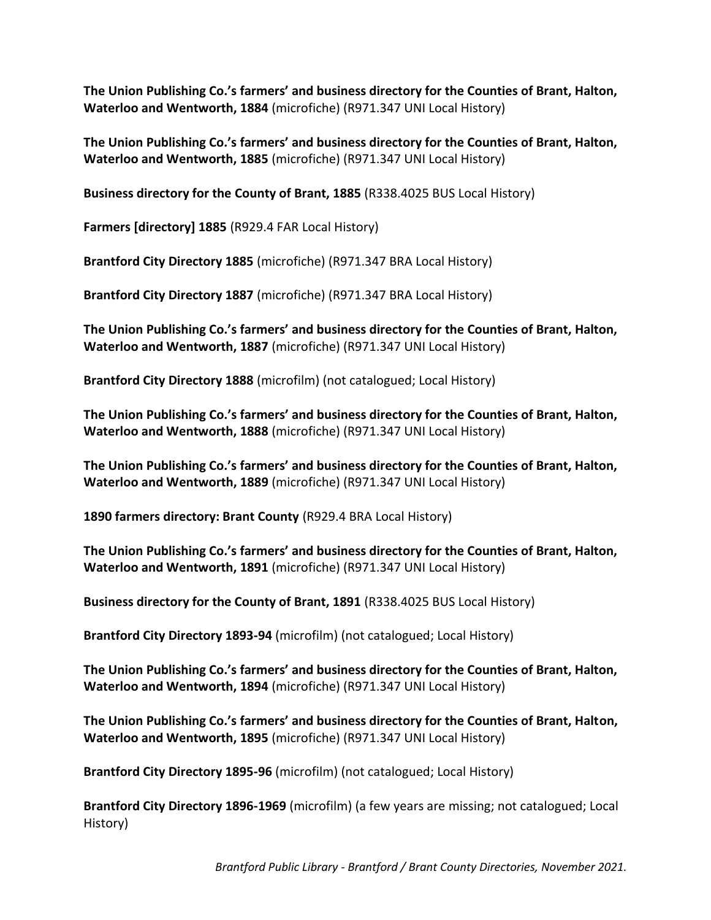**The Union Publishing Co.'s farmers' and business directory for the Counties of Brant, Halton, Waterloo and Wentworth, 1884** (microfiche) (R971.347 UNI Local History)

**The Union Publishing Co.'s farmers' and business directory for the Counties of Brant, Halton, Waterloo and Wentworth, 1885** (microfiche) (R971.347 UNI Local History)

**Business directory for the County of Brant, 1885** (R338.4025 BUS Local History)

**Farmers [directory] 1885** (R929.4 FAR Local History)

**Brantford City Directory 1885** (microfiche) (R971.347 BRA Local History)

**Brantford City Directory 1887** (microfiche) (R971.347 BRA Local History)

**The Union Publishing Co.'s farmers' and business directory for the Counties of Brant, Halton, Waterloo and Wentworth, 1887** (microfiche) (R971.347 UNI Local History)

**Brantford City Directory 1888** (microfilm) (not catalogued; Local History)

**The Union Publishing Co.'s farmers' and business directory for the Counties of Brant, Halton, Waterloo and Wentworth, 1888** (microfiche) (R971.347 UNI Local History)

**The Union Publishing Co.'s farmers' and business directory for the Counties of Brant, Halton, Waterloo and Wentworth, 1889** (microfiche) (R971.347 UNI Local History)

**1890 farmers directory: Brant County** (R929.4 BRA Local History)

**The Union Publishing Co.'s farmers' and business directory for the Counties of Brant, Halton, Waterloo and Wentworth, 1891** (microfiche) (R971.347 UNI Local History)

**Business directory for the County of Brant, 1891** (R338.4025 BUS Local History)

**Brantford City Directory 1893-94** (microfilm) (not catalogued; Local History)

**The Union Publishing Co.'s farmers' and business directory for the Counties of Brant, Halton, Waterloo and Wentworth, 1894** (microfiche) (R971.347 UNI Local History)

**The Union Publishing Co.'s farmers' and business directory for the Counties of Brant, Halton, Waterloo and Wentworth, 1895** (microfiche) (R971.347 UNI Local History)

**Brantford City Directory 1895-96** (microfilm) (not catalogued; Local History)

**Brantford City Directory 1896-1969** (microfilm) (a few years are missing; not catalogued; Local History)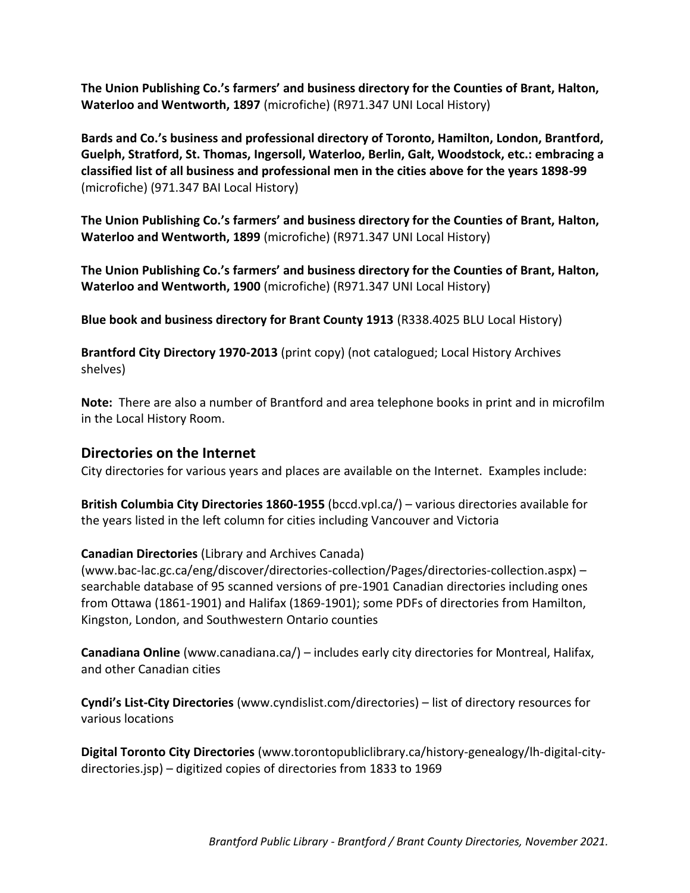**The Union Publishing Co.'s farmers' and business directory for the Counties of Brant, Halton, Waterloo and Wentworth, 1897** (microfiche) (R971.347 UNI Local History)

**Bards and Co.'s business and professional directory of Toronto, Hamilton, London, Brantford, Guelph, Stratford, St. Thomas, Ingersoll, Waterloo, Berlin, Galt, Woodstock, etc.: embracing a classified list of all business and professional men in the cities above for the years 1898-99** (microfiche) (971.347 BAI Local History)

**The Union Publishing Co.'s farmers' and business directory for the Counties of Brant, Halton, Waterloo and Wentworth, 1899** (microfiche) (R971.347 UNI Local History)

**The Union Publishing Co.'s farmers' and business directory for the Counties of Brant, Halton, Waterloo and Wentworth, 1900** (microfiche) (R971.347 UNI Local History)

**Blue book and business directory for Brant County 1913** (R338.4025 BLU Local History)

**Brantford City Directory 1970-2013** (print copy) (not catalogued; Local History Archives shelves)

**Note:** There are also a number of Brantford and area telephone books in print and in microfilm in the Local History Room.

## Directories on the Internet

City directories for various years and places are available on the Internet. Examples include:

**British Columbia City Directories 1860-1955** (bccd.vpl.ca/) – various directories available for the years listed in the left column for cities including Vancouver and Victoria

**Canadian Directories** (Library and Archives Canada) (www.bac-lac.gc.ca/eng/discover/directories-collection/Pages/directories-collection.aspx) – searchable database of 95 scanned versions of pre-1901 Canadian directories including ones from Ottawa (1861-1901) and Halifax (1869-1901); some PDFs of directories from Hamilton, Kingston, London, and Southwestern Ontario counties

**Canadiana Online** (www.canadiana.ca/) – includes early city directories for Montreal, Halifax, and other Canadian cities

**Cyndi's List-City Directories** (www.cyndislist.com/directories) – list of directory resources for various locations

**Digital Toronto City Directories** (www.torontopubliclibrary.ca/history-genealogy/lh-digital-city-directories.jsp) – digitized copies of directories from 1833 to 1969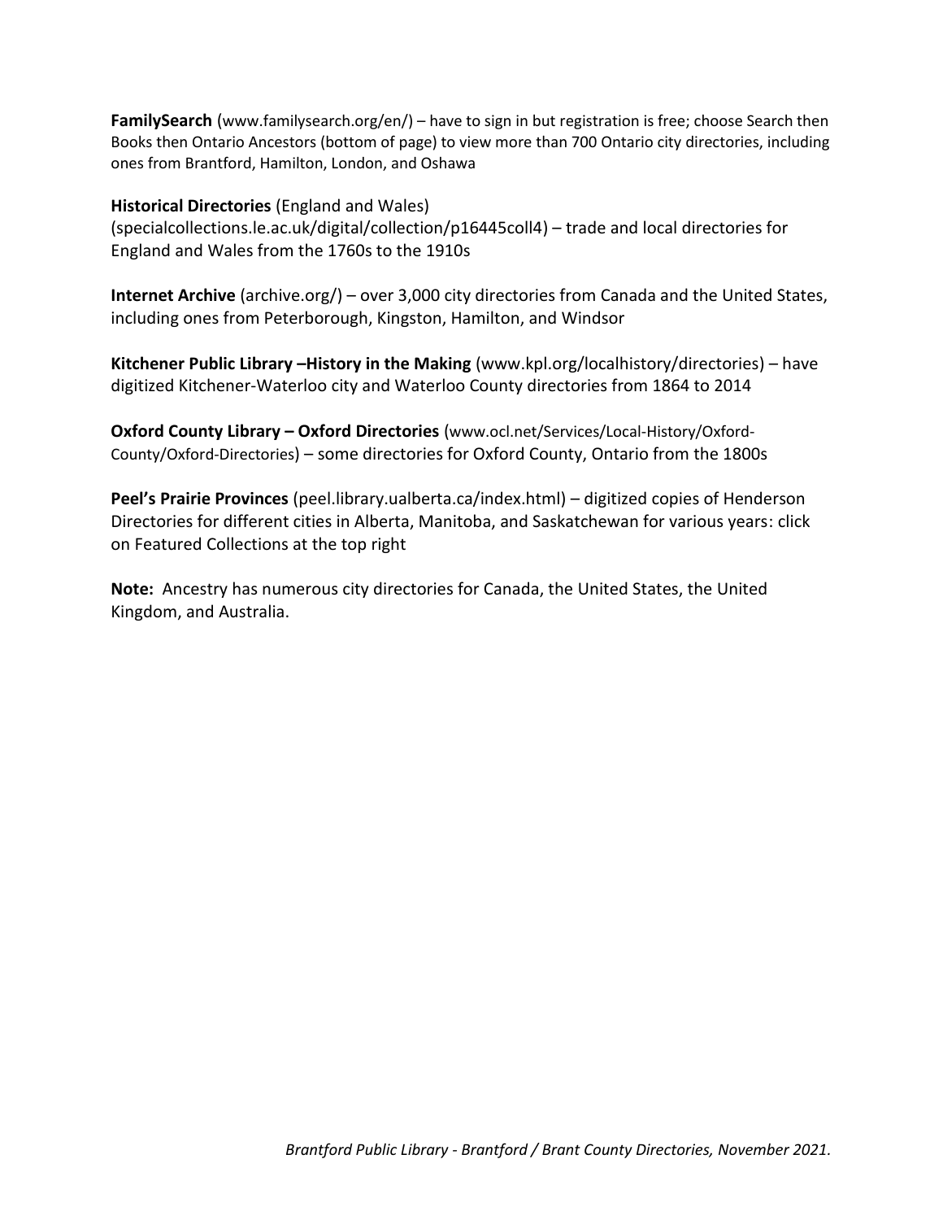**FamilySearch** (www.familysearch.org/en/) – have to sign in but registration is free; choose Search then Books then Ontario Ancestors (bottom of page) to view more than 700 Ontario city directories, including ones from Brantford, Hamilton, London, and Oshawa

**Historical Directories** (England and Wales) (specialcollections.le.ac.uk/digital/collection/p16445coll4) – trade and local directories for England and Wales from the 1760s to the 1910s

**Internet Archive** (archive.org/) – over 3,000 city directories from Canada and the United States, including ones from Peterborough, Kingston, Hamilton, and Windsor

**Kitchener Public Library –History in the Making** (www.kpl.org/localhistory/directories) – have digitized Kitchener-Waterloo city and Waterloo County directories from 1864 to 2014

**Oxford County Library – Oxford Directories** (www.ocl.net/Services/Local-History/Oxford-County/Oxford-Directories) – some directories for Oxford County, Ontario from the 1800s

**Peel's Prairie Provinces** (peel.library.ualberta.ca/index.html) – digitized copies of Henderson Directories for different cities in Alberta, Manitoba, and Saskatchewan for various years: click on Featured Collections at the top right

**Note:** Ancestry has numerous city directories for Canada, the United States, the United Kingdom, and Australia.

*Brantford Public Library - Brantford / Brant County Directories, November 2021.*